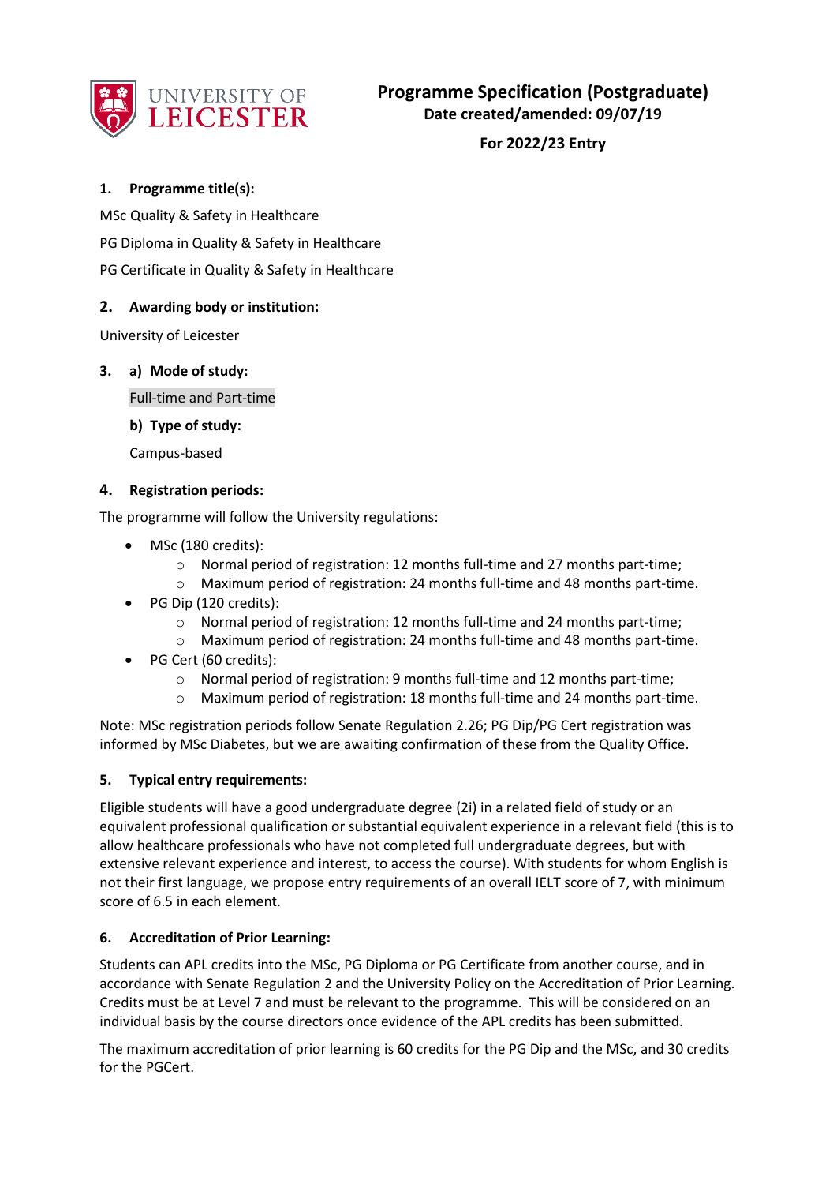# Programme Specification (Postgraduate)

**Date created/amended: 09/07/19**

**For 2022/23 Entry**

## 1. Programme title(s):

MSc Quality & Safety in Healthcare

PG Diploma in Quality & Safety in Healthcare

PG Certificate in Quality & Safety in Healthcare

## 2. Awarding body or institution:

University of Leicester

## 3. a) Mode of study:

Full-time and Part-time

**b) Type of study:**

Campus-based

## 4. Registration periods:

The programme will follow the University regulations:

- MSc (180 credits):
  - Normal period of registration: 12 months full-time and 27 months part-time;
  - Maximum period of registration: 24 months full-time and 48 months part-time.
- PG Dip (120 credits):
  - Normal period of registration: 12 months full-time and 24 months part-time;
  - Maximum period of registration: 24 months full-time and 48 months part-time.
- PG Cert (60 credits):
  - Normal period of registration: 9 months full-time and 12 months part-time;
  - Maximum period of registration: 18 months full-time and 24 months part-time.

Note: MSc registration periods follow Senate Regulation 2.26; PG Dip/PG Cert registration was informed by MSc Diabetes, but we are awaiting confirmation of these from the Quality Office.

## 5. Typical entry requirements:

Eligible students will have a good undergraduate degree (2i) in a related field of study or an equivalent professional qualification or substantial equivalent experience in a relevant field (this is to allow healthcare professionals who have not completed full undergraduate degrees, but with extensive relevant experience and interest, to access the course). With students for whom English is not their first language, we propose entry requirements of an overall IELT score of 7, with minimum score of 6.5 in each element.

## 6. Accreditation of Prior Learning:

Students can APL credits into the MSc, PG Diploma or PG Certificate from another course, and in accordance with Senate Regulation 2 and the University Policy on the Accreditation of Prior Learning. Credits must be at Level 7 and must be relevant to the programme. This will be considered on an individual basis by the course directors once evidence of the APL credits has been submitted.

The maximum accreditation of prior learning is 60 credits for the PG Dip and the MSc, and 30 credits for the PGCert.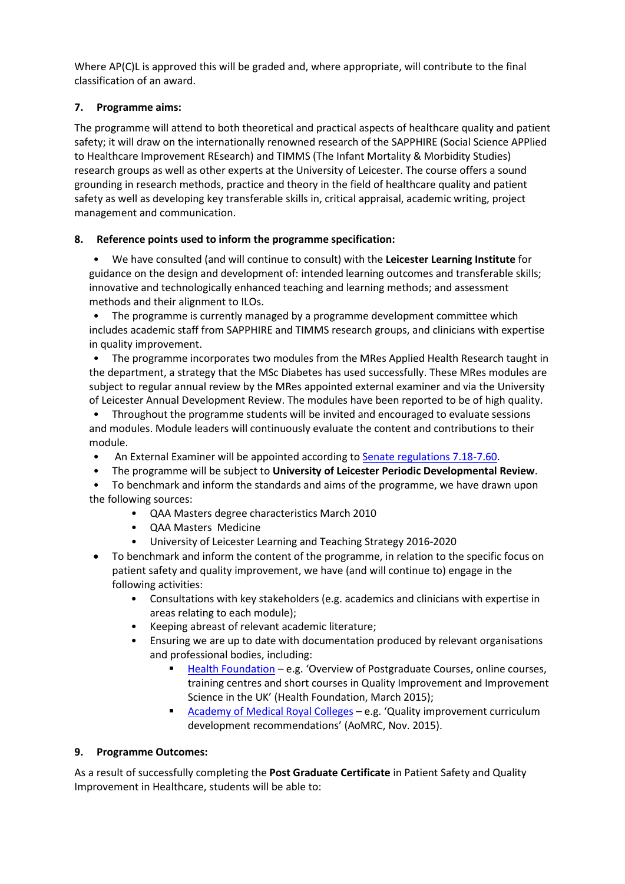Where AP(C)L is approved this will be graded and, where appropriate, will contribute to the final classification of an award.

## 7. Programme aims:

The programme will attend to both theoretical and practical aspects of healthcare quality and patient safety; it will draw on the internationally renowned research of the SAPPHIRE (Social Science APPlied to Healthcare Improvement REsearch) and TIMMS (The Infant Mortality & Morbidity Studies) research groups as well as other experts at the University of Leicester. The course offers a sound grounding in research methods, practice and theory in the field of healthcare quality and patient safety as well as developing key transferable skills in, critical appraisal, academic writing, project management and communication.

## 8. Reference points used to inform the programme specification:

- We have consulted (and will continue to consult) with the **Leicester Learning Institute** for guidance on the design and development of: intended learning outcomes and transferable skills; innovative and technologically enhanced teaching and learning methods; and assessment methods and their alignment to ILOs.
- The programme is currently managed by a programme development committee which includes academic staff from SAPPHIRE and TIMMS research groups, and clinicians with expertise in quality improvement.
- The programme incorporates two modules from the MRes Applied Health Research taught in the department, a strategy that the MSc Diabetes has used successfully. These MRes modules are subject to regular annual review by the MRes appointed external examiner and via the University of Leicester Annual Development Review. The modules have been reported to be of high quality.
- Throughout the programme students will be invited and encouraged to evaluate sessions and modules. Module leaders will continuously evaluate the content and contributions to their module.
- An External Examiner will be appointed according to [Senate regulations 7.18-7.60](#).
- The programme will be subject to **University of Leicester Periodic Developmental Review**.
- To benchmark and inform the standards and aims of the programme, we have drawn upon the following sources:
  - QAA Masters degree characteristics March 2010
  - QAA Masters Medicine
  - University of Leicester Learning and Teaching Strategy 2016-2020
- To benchmark and inform the content of the programme, in relation to the specific focus on patient safety and quality improvement, we have (and will continue to) engage in the following activities:
  - Consultations with key stakeholders (e.g. academics and clinicians with expertise in areas relating to each module);
  - Keeping abreast of relevant academic literature;
  - Ensuring we are up to date with documentation produced by relevant organisations and professional bodies, including:
    - [Health Foundation](#) – e.g. 'Overview of Postgraduate Courses, online courses, training centres and short courses in Quality Improvement and Improvement Science in the UK' (Health Foundation, March 2015);
    - [Academy of Medical Royal Colleges](#) – e.g. 'Quality improvement curriculum development recommendations' (AoMRC, Nov. 2015).

## 9. Programme Outcomes:

As a result of successfully completing the **Post Graduate Certificate** in Patient Safety and Quality Improvement in Healthcare, students will be able to: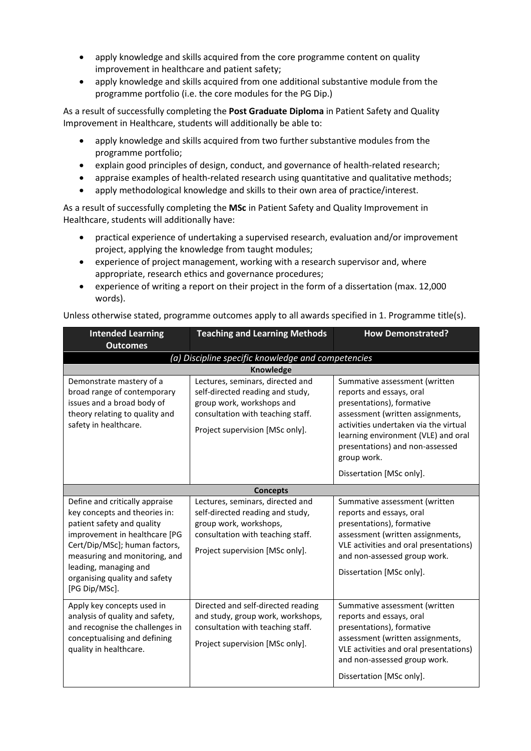- apply knowledge and skills acquired from the core programme content on quality improvement in healthcare and patient safety;
- apply knowledge and skills acquired from one additional substantive module from the programme portfolio (i.e. the core modules for the PG Dip.)

As a result of successfully completing the **Post Graduate Diploma** in Patient Safety and Quality Improvement in Healthcare, students will additionally be able to:

- apply knowledge and skills acquired from two further substantive modules from the programme portfolio;
- explain good principles of design, conduct, and governance of health-related research;
- appraise examples of health-related research using quantitative and qualitative methods;
- apply methodological knowledge and skills to their own area of practice/interest.

As a result of successfully completing the **MSc** in Patient Safety and Quality Improvement in Healthcare, students will additionally have:

- practical experience of undertaking a supervised research, evaluation and/or improvement project, applying the knowledge from taught modules;
- experience of project management, working with a research supervisor and, where appropriate, research ethics and governance procedures;
- experience of writing a report on their project in the form of a dissertation (max. 12,000 words).

Unless otherwise stated, programme outcomes apply to all awards specified in 1. Programme title(s).

| Intended Learning Outcomes | Teaching and Learning Methods | How Demonstrated? |
|---|---|---|
| *(a) Discipline specific knowledge and competencies* | | |
| **Knowledge** | | |
| Demonstrate mastery of a broad range of contemporary issues and a broad body of theory relating to quality and safety in healthcare. | Lectures, seminars, directed and self-directed reading and study, group work, workshops and consultation with teaching staff.<br><br>Project supervision [MSc only]. | Summative assessment (written reports and essays, oral presentations), formative assessment (written assignments, activities undertaken via the virtual learning environment (VLE) and oral presentations) and non-assessed group work.<br><br>Dissertation [MSc only]. |
| **Concepts** | | |
| Define and critically appraise key concepts and theories in: patient safety and quality improvement in healthcare [PG Cert/Dip/MSc]; human factors, measuring and monitoring, and leading, managing and organising quality and safety [PG Dip/MSc]. | Lectures, seminars, directed and self-directed reading and study, group work, workshops, consultation with teaching staff.<br><br>Project supervision [MSc only]. | Summative assessment (written reports and essays, oral presentations), formative assessment (written assignments, VLE activities and oral presentations) and non-assessed group work.<br><br>Dissertation [MSc only]. |
| Apply key concepts used in analysis of quality and safety, and recognise the challenges in conceptualising and defining quality in healthcare. | Directed and self-directed reading and study, group work, workshops, consultation with teaching staff.<br><br>Project supervision [MSc only]. | Summative assessment (written reports and essays, oral presentations), formative assessment (written assignments, VLE activities and oral presentations) and non-assessed group work.<br><br>Dissertation [MSc only]. |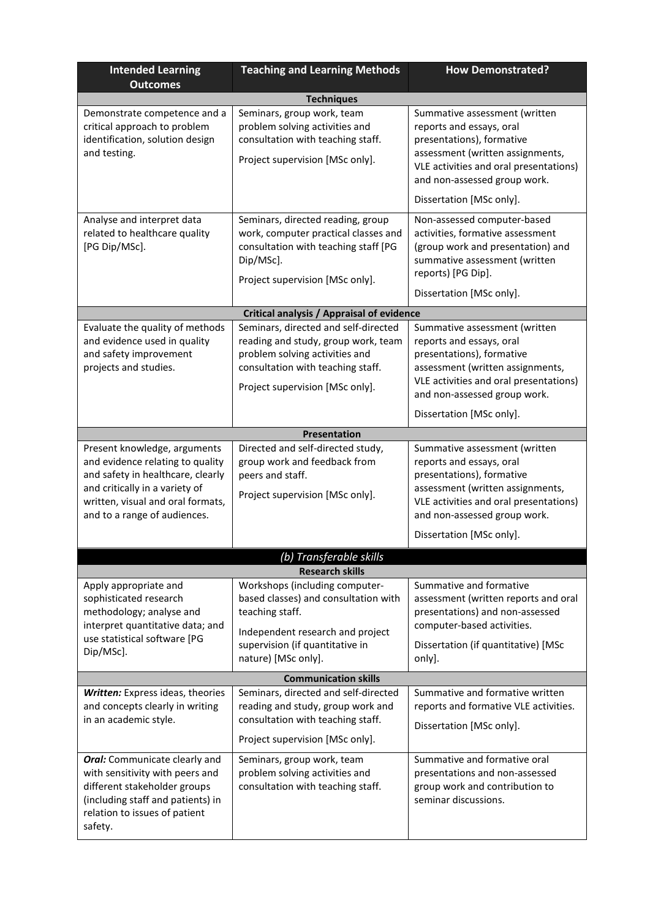| Intended Learning Outcomes | Teaching and Learning Methods | How Demonstrated? |
| --- | --- | --- |
| **Techniques** | | |
| Demonstrate competence and a critical approach to problem identification, solution design and testing. | Seminars, group work, team problem solving activities and consultation with teaching staff.<br><br>Project supervision [MSc only]. | Summative assessment (written reports and essays, oral presentations), formative assessment (written assignments, VLE activities and oral presentations) and non-assessed group work.<br><br>Dissertation [MSc only]. |
| Analyse and interpret data related to healthcare quality [PG Dip/MSc]. | Seminars, directed reading, group work, computer practical classes and consultation with teaching staff [PG Dip/MSc].<br><br>Project supervision [MSc only]. | Non-assessed computer-based activities, formative assessment (group work and presentation) and summative assessment (written reports) [PG Dip].<br><br>Dissertation [MSc only]. |
| **Critical analysis / Appraisal of evidence** | | |
| Evaluate the quality of methods and evidence used in quality and safety improvement projects and studies. | Seminars, directed and self-directed reading and study, group work, team problem solving activities and consultation with teaching staff.<br><br>Project supervision [MSc only]. | Summative assessment (written reports and essays, oral presentations), formative assessment (written assignments, VLE activities and oral presentations) and non-assessed group work.<br><br>Dissertation [MSc only]. |
| **Presentation** | | |
| Present knowledge, arguments and evidence relating to quality and safety in healthcare, clearly and critically in a variety of written, visual and oral formats, and to a range of audiences. | Directed and self-directed study, group work and feedback from peers and staff.<br><br>Project supervision [MSc only]. | Summative assessment (written reports and essays, oral presentations), formative assessment (written assignments, VLE activities and oral presentations) and non-assessed group work.<br><br>Dissertation [MSc only]. |
| ***(b) Transferable skills*** | | |
| **Research skills** | | |
| Apply appropriate and sophisticated research methodology; analyse and interpret quantitative data; and use statistical software [PG Dip/MSc]. | Workshops (including computer-based classes) and consultation with teaching staff.<br><br>Independent research and project supervision (if quantitative in nature) [MSc only]. | Summative and formative assessment (written reports and oral presentations) and non-assessed computer-based activities.<br><br>Dissertation (if quantitative) [MSc only]. |
| **Communication skills** | | |
| ***Written:*** Express ideas, theories and concepts clearly in writing in an academic style. | Seminars, directed and self-directed reading and study, group work and consultation with teaching staff.<br><br>Project supervision [MSc only]. | Summative and formative written reports and formative VLE activities.<br><br>Dissertation [MSc only]. |
| ***Oral:*** Communicate clearly and with sensitivity with peers and different stakeholder groups (including staff and patients) in relation to issues of patient safety. | Seminars, group work, team problem solving activities and consultation with teaching staff. | Summative and formative oral presentations and non-assessed group work and contribution to seminar discussions. |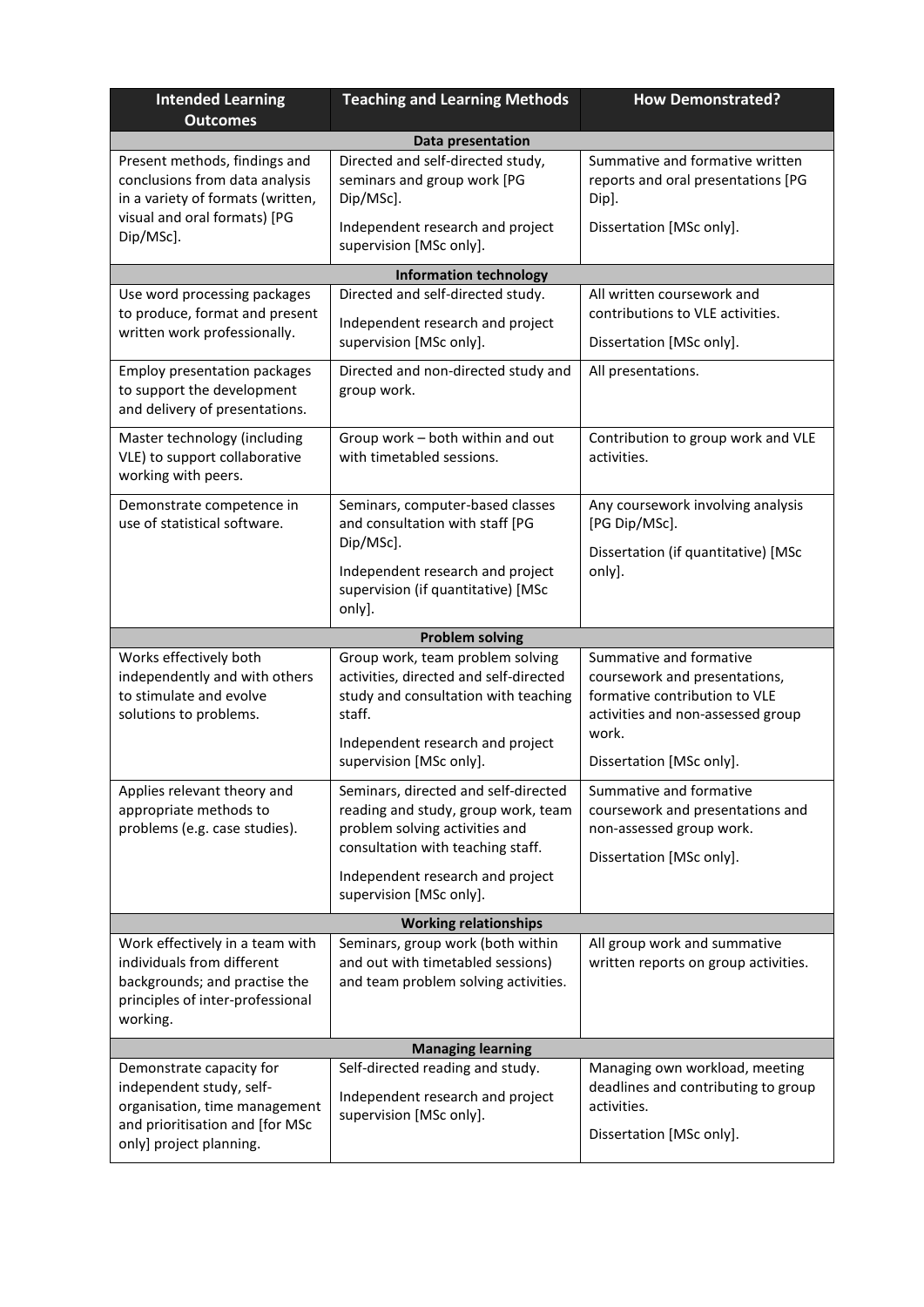| Intended Learning Outcomes | Teaching and Learning Methods | How Demonstrated? |
|---|---|---|
| **Data presentation** | | |
| Present methods, findings and conclusions from data analysis in a variety of formats (written, visual and oral formats) [PG Dip/MSc]. | Directed and self-directed study, seminars and group work [PG Dip/MSc].<br><br>Independent research and project supervision [MSc only]. | Summative and formative written reports and oral presentations [PG Dip].<br><br>Dissertation [MSc only]. |
| **Information technology** | | |
| Use word processing packages to produce, format and present written work professionally. | Directed and self-directed study.<br><br>Independent research and project supervision [MSc only]. | All written coursework and contributions to VLE activities.<br><br>Dissertation [MSc only]. |
| Employ presentation packages to support the development and delivery of presentations. | Directed and non-directed study and group work. | All presentations. |
| Master technology (including VLE) to support collaborative working with peers. | Group work – both within and out with timetabled sessions. | Contribution to group work and VLE activities. |
| Demonstrate competence in use of statistical software. | Seminars, computer-based classes and consultation with staff [PG Dip/MSc].<br><br>Independent research and project supervision (if quantitative) [MSc only]. | Any coursework involving analysis [PG Dip/MSc].<br><br>Dissertation (if quantitative) [MSc only]. |
| **Problem solving** | | |
| Works effectively both independently and with others to stimulate and evolve solutions to problems. | Group work, team problem solving activities, directed and self-directed study and consultation with teaching staff.<br><br>Independent research and project supervision [MSc only]. | Summative and formative coursework and presentations, formative contribution to VLE activities and non-assessed group work.<br><br>Dissertation [MSc only]. |
| Applies relevant theory and appropriate methods to problems (e.g. case studies). | Seminars, directed and self-directed reading and study, group work, team problem solving activities and consultation with teaching staff.<br><br>Independent research and project supervision [MSc only]. | Summative and formative coursework and presentations and non-assessed group work.<br><br>Dissertation [MSc only]. |
| **Working relationships** | | |
| Work effectively in a team with individuals from different backgrounds; and practise the principles of inter-professional working. | Seminars, group work (both within and out with timetabled sessions) and team problem solving activities. | All group work and summative written reports on group activities. |
| **Managing learning** | | |
| Demonstrate capacity for independent study, self-organisation, time management and prioritisation and [for MSc only] project planning. | Self-directed reading and study.<br><br>Independent research and project supervision [MSc only]. | Managing own workload, meeting deadlines and contributing to group activities.<br><br>Dissertation [MSc only]. |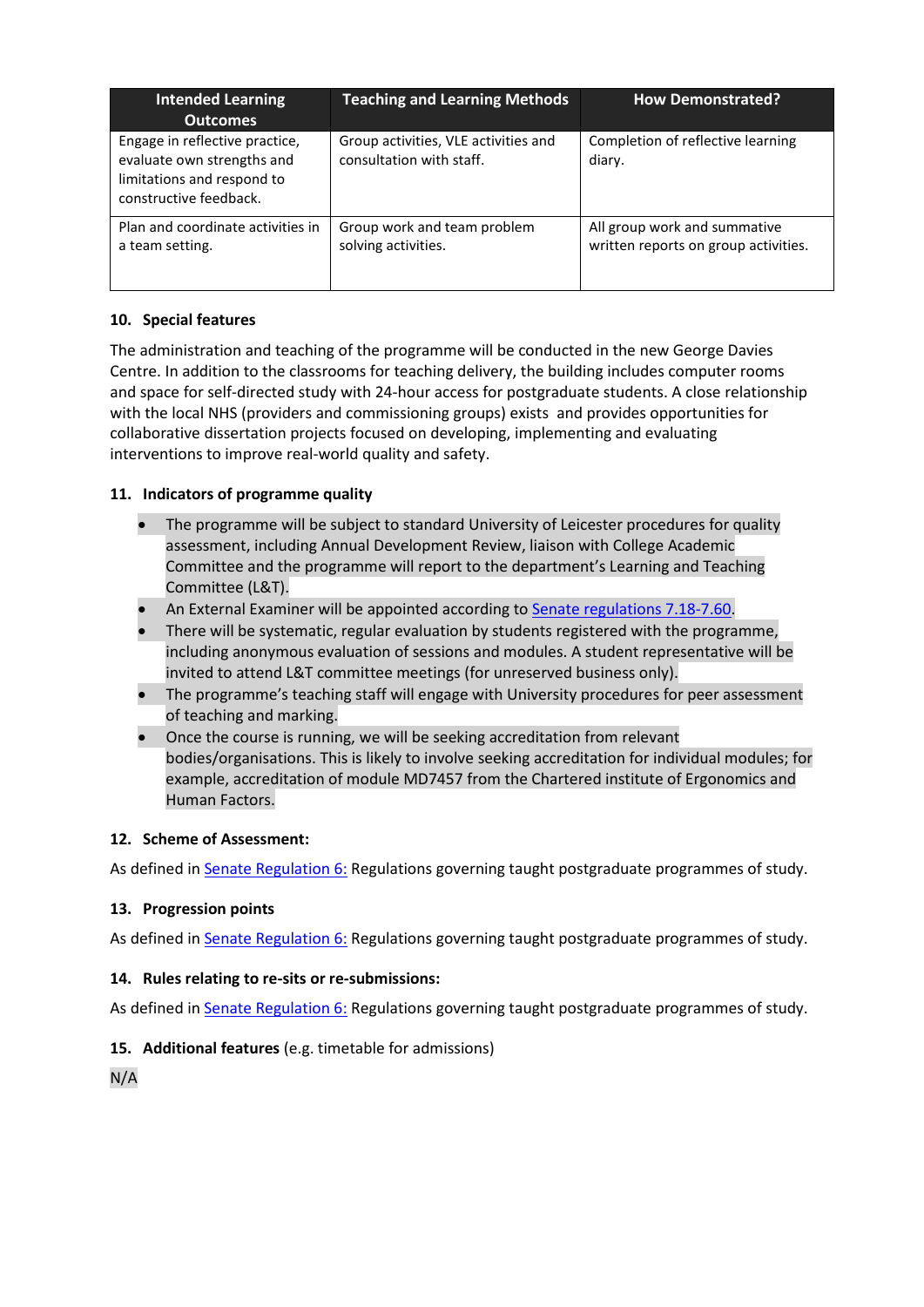| Intended Learning Outcomes | Teaching and Learning Methods | How Demonstrated? |
|---|---|---|
| Engage in reflective practice, evaluate own strengths and limitations and respond to constructive feedback. | Group activities, VLE activities and consultation with staff. | Completion of reflective learning diary. |
| Plan and coordinate activities in a team setting. | Group work and team problem solving activities. | All group work and summative written reports on group activities. |

### 10. Special features

The administration and teaching of the programme will be conducted in the new George Davies Centre. In addition to the classrooms for teaching delivery, the building includes computer rooms and space for self-directed study with 24-hour access for postgraduate students. A close relationship with the local NHS (providers and commissioning groups) exists and provides opportunities for collaborative dissertation projects focused on developing, implementing and evaluating interventions to improve real-world quality and safety.

### 11. Indicators of programme quality

- The programme will be subject to standard University of Leicester procedures for quality assessment, including Annual Development Review, liaison with College Academic Committee and the programme will report to the department's Learning and Teaching Committee (L&T).
- An External Examiner will be appointed according to Senate regulations 7.18-7.60.
- There will be systematic, regular evaluation by students registered with the programme, including anonymous evaluation of sessions and modules. A student representative will be invited to attend L&T committee meetings (for unreserved business only).
- The programme's teaching staff will engage with University procedures for peer assessment of teaching and marking.
- Once the course is running, we will be seeking accreditation from relevant bodies/organisations. This is likely to involve seeking accreditation for individual modules; for example, accreditation of module MD7457 from the Chartered institute of Ergonomics and Human Factors.

### 12. Scheme of Assessment:

As defined in Senate Regulation 6: Regulations governing taught postgraduate programmes of study.

### 13. Progression points

As defined in Senate Regulation 6: Regulations governing taught postgraduate programmes of study.

### 14. Rules relating to re-sits or re-submissions:

As defined in Senate Regulation 6: Regulations governing taught postgraduate programmes of study.

### 15. Additional features (e.g. timetable for admissions)

N/A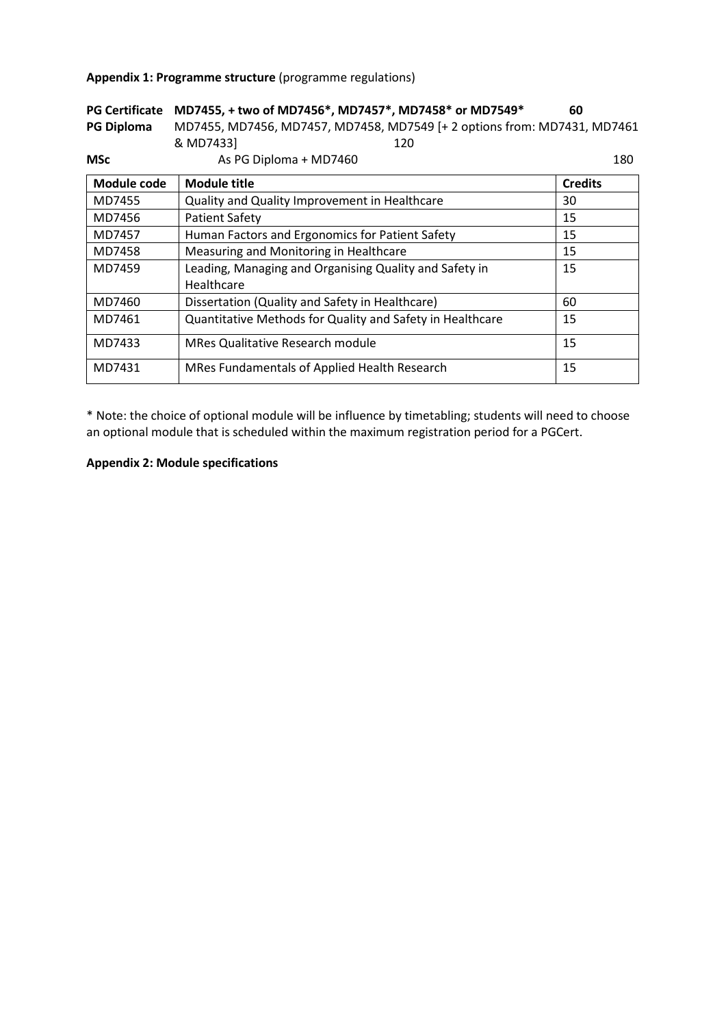**Appendix 1: Programme structure** (programme regulations)

**PG Certificate** **MD7455, + two of MD7456*, MD7457*, MD7458* or MD7549*** **60**

**PG Diploma** MD7455, MD7456, MD7457, MD7458, MD7549 [+ 2 options from: MD7431, MD7461 & MD7433] 120

**MSc** As PG Diploma + MD7460 180

| Module code | Module title | Credits |
|---|---|---|
| MD7455 | Quality and Quality Improvement in Healthcare | 30 |
| MD7456 | Patient Safety | 15 |
| MD7457 | Human Factors and Ergonomics for Patient Safety | 15 |
| MD7458 | Measuring and Monitoring in Healthcare | 15 |
| MD7459 | Leading, Managing and Organising Quality and Safety in Healthcare | 15 |
| MD7460 | Dissertation (Quality and Safety in Healthcare) | 60 |
| MD7461 | Quantitative Methods for Quality and Safety in Healthcare | 15 |
| MD7433 | MRes Qualitative Research module | 15 |
| MD7431 | MRes Fundamentals of Applied Health Research | 15 |

* Note: the choice of optional module will be influence by timetabling; students will need to choose an optional module that is scheduled within the maximum registration period for a PGCert.

**Appendix 2: Module specifications**